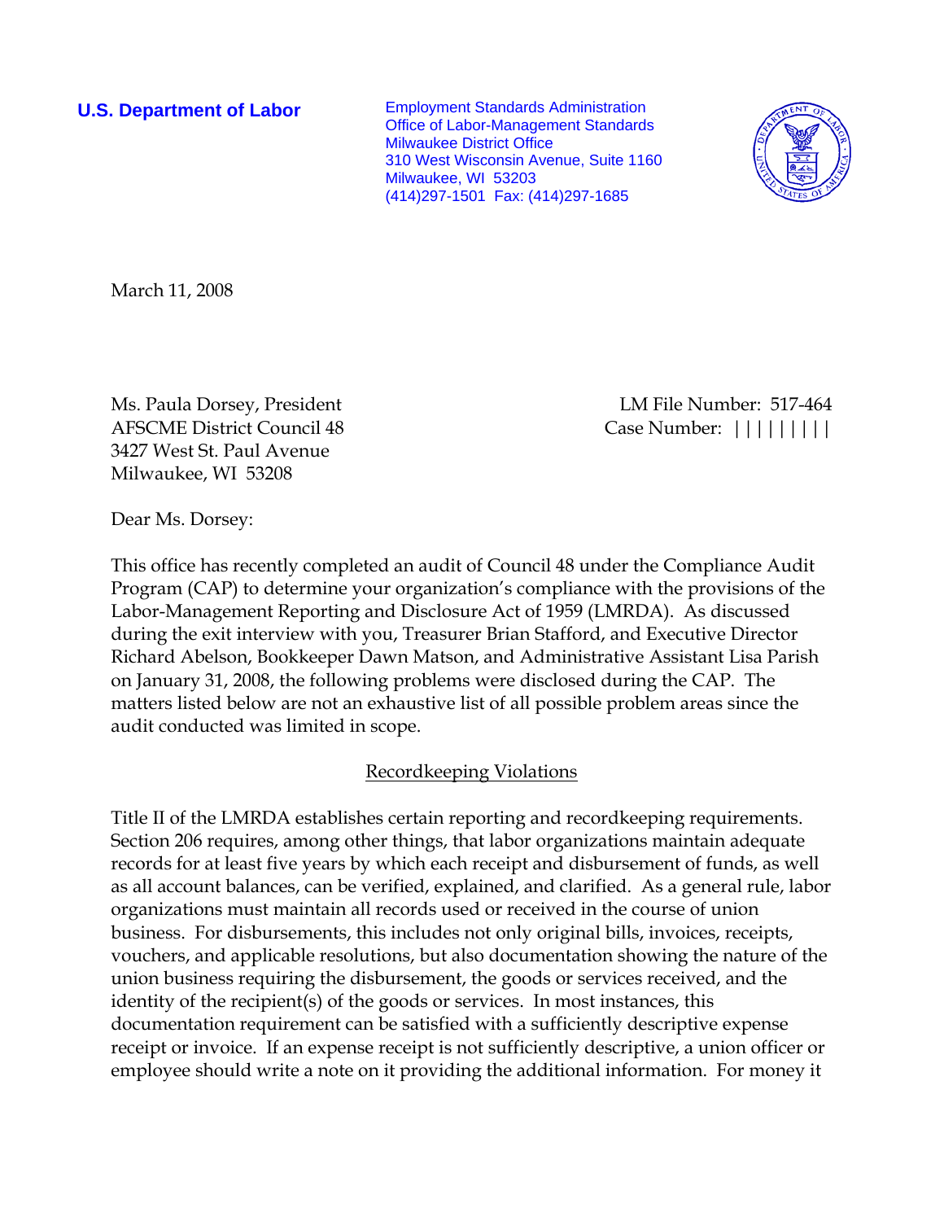**U.S. Department of Labor**

Employment Standards Administration
Office of Labor-Management Standards
Milwaukee District Office
310 West Wisconsin Avenue, Suite 1160
Milwaukee, WI 53203
(414)297-1501 Fax: (414)297-1685

March 11, 2008

Ms. Paula Dorsey, President
AFSCME District Council 48
3427 West St. Paul Avenue
Milwaukee, WI 53208

LM File Number: 517-464
Case Number: |||||||||

Dear Ms. Dorsey:

This office has recently completed an audit of Council 48 under the Compliance Audit Program (CAP) to determine your organization's compliance with the provisions of the Labor-Management Reporting and Disclosure Act of 1959 (LMRDA). As discussed during the exit interview with you, Treasurer Brian Stafford, and Executive Director Richard Abelson, Bookkeeper Dawn Matson, and Administrative Assistant Lisa Parish on January 31, 2008, the following problems were disclosed during the CAP. The matters listed below are not an exhaustive list of all possible problem areas since the audit conducted was limited in scope.

## Recordkeeping Violations

Title II of the LMRDA establishes certain reporting and recordkeeping requirements. Section 206 requires, among other things, that labor organizations maintain adequate records for at least five years by which each receipt and disbursement of funds, as well as all account balances, can be verified, explained, and clarified. As a general rule, labor organizations must maintain all records used or received in the course of union business. For disbursements, this includes not only original bills, invoices, receipts, vouchers, and applicable resolutions, but also documentation showing the nature of the union business requiring the disbursement, the goods or services received, and the identity of the recipient(s) of the goods or services. In most instances, this documentation requirement can be satisfied with a sufficiently descriptive expense receipt or invoice. If an expense receipt is not sufficiently descriptive, a union officer or employee should write a note on it providing the additional information. For money it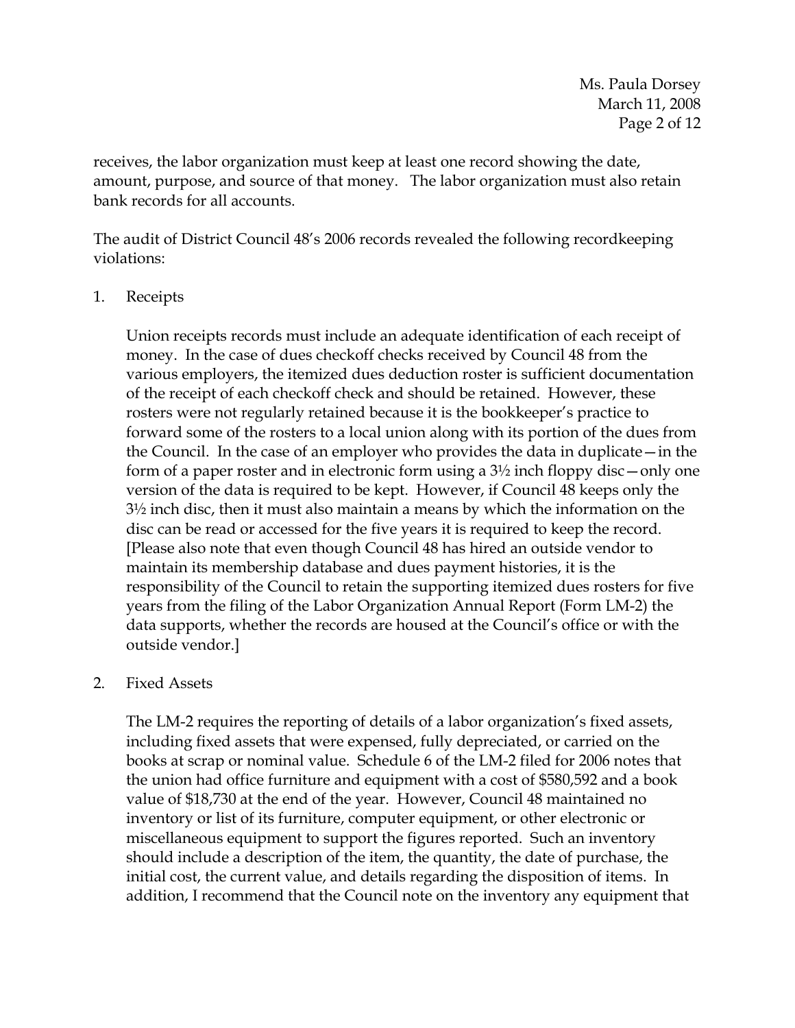receives, the labor organization must keep at least one record showing the date, amount, purpose, and source of that money. The labor organization must also retain bank records for all accounts.

The audit of District Council 48's 2006 records revealed the following recordkeeping violations:

1. Receipts

   Union receipts records must include an adequate identification of each receipt of money. In the case of dues checkoff checks received by Council 48 from the various employers, the itemized dues deduction roster is sufficient documentation of the receipt of each checkoff check and should be retained. However, these rosters were not regularly retained because it is the bookkeeper's practice to forward some of the rosters to a local union along with its portion of the dues from the Council. In the case of an employer who provides the data in duplicate—in the form of a paper roster and in electronic form using a 3½ inch floppy disc—only one version of the data is required to be kept. However, if Council 48 keeps only the 3½ inch disc, then it must also maintain a means by which the information on the disc can be read or accessed for the five years it is required to keep the record. [Please also note that even though Council 48 has hired an outside vendor to maintain its membership database and dues payment histories, it is the responsibility of the Council to retain the supporting itemized dues rosters for five years from the filing of the Labor Organization Annual Report (Form LM-2) the data supports, whether the records are housed at the Council's office or with the outside vendor.]

2. Fixed Assets

   The LM-2 requires the reporting of details of a labor organization's fixed assets, including fixed assets that were expensed, fully depreciated, or carried on the books at scrap or nominal value. Schedule 6 of the LM-2 filed for 2006 notes that the union had office furniture and equipment with a cost of $580,592 and a book value of $18,730 at the end of the year. However, Council 48 maintained no inventory or list of its furniture, computer equipment, or other electronic or miscellaneous equipment to support the figures reported. Such an inventory should include a description of the item, the quantity, the date of purchase, the initial cost, the current value, and details regarding the disposition of items. In addition, I recommend that the Council note on the inventory any equipment that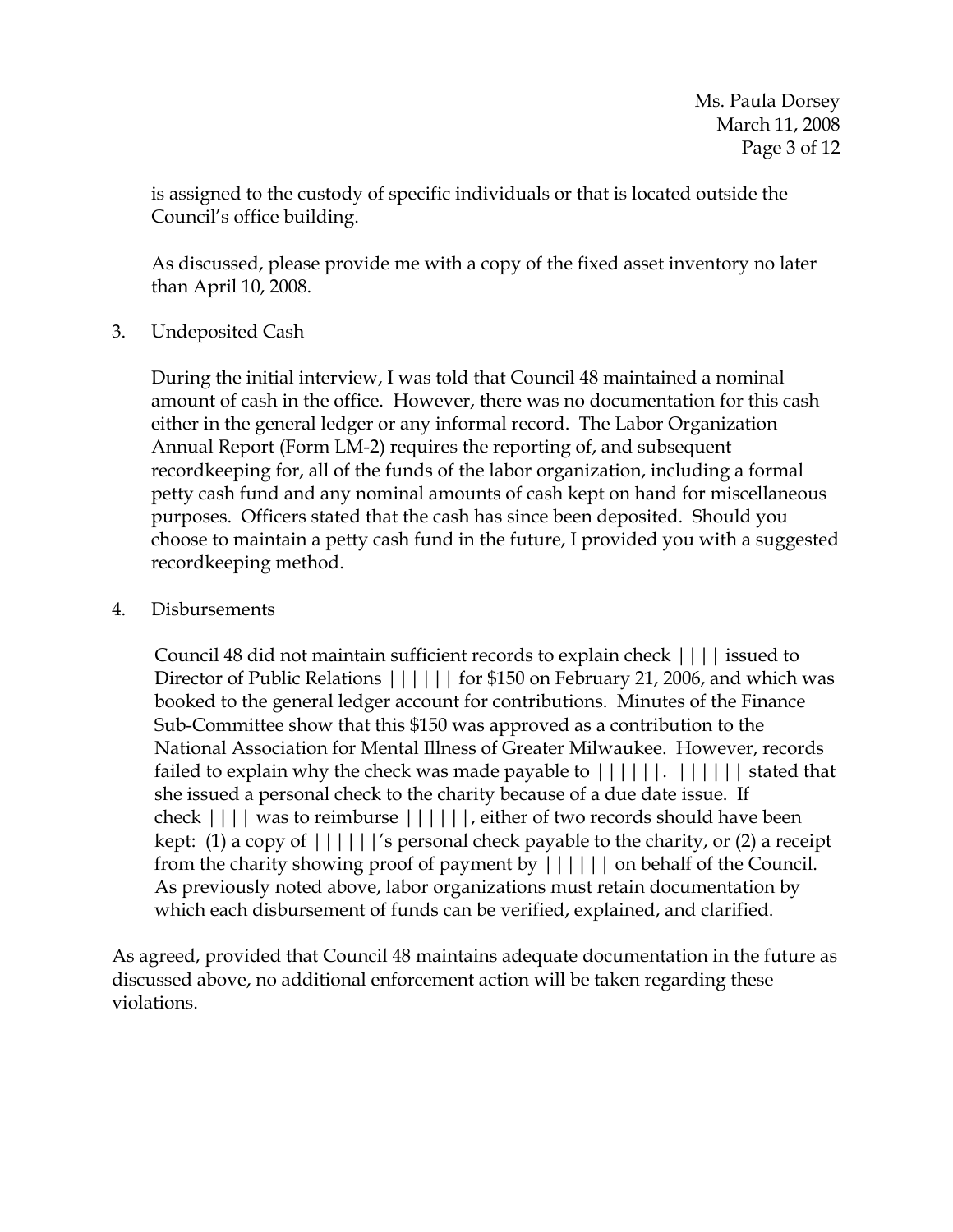is assigned to the custody of specific individuals or that is located outside the Council's office building.

As discussed, please provide me with a copy of the fixed asset inventory no later than April 10, 2008.

3. Undeposited Cash

   During the initial interview, I was told that Council 48 maintained a nominal amount of cash in the office. However, there was no documentation for this cash either in the general ledger or any informal record. The Labor Organization Annual Report (Form LM-2) requires the reporting of, and subsequent recordkeeping for, all of the funds of the labor organization, including a formal petty cash fund and any nominal amounts of cash kept on hand for miscellaneous purposes. Officers stated that the cash has since been deposited. Should you choose to maintain a petty cash fund in the future, I provided you with a suggested recordkeeping method.

4. Disbursements

   Council 48 did not maintain sufficient records to explain check |||| issued to Director of Public Relations |||||| for $150 on February 21, 2006, and which was booked to the general ledger account for contributions. Minutes of the Finance Sub-Committee show that this $150 was approved as a contribution to the National Association for Mental Illness of Greater Milwaukee. However, records failed to explain why the check was made payable to ||||||. |||||| stated that she issued a personal check to the charity because of a due date issue. If check |||| was to reimburse ||||||, either of two records should have been kept: (1) a copy of ||||||'s personal check payable to the charity, or (2) a receipt from the charity showing proof of payment by |||||| on behalf of the Council. As previously noted above, labor organizations must retain documentation by which each disbursement of funds can be verified, explained, and clarified.

As agreed, provided that Council 48 maintains adequate documentation in the future as discussed above, no additional enforcement action will be taken regarding these violations.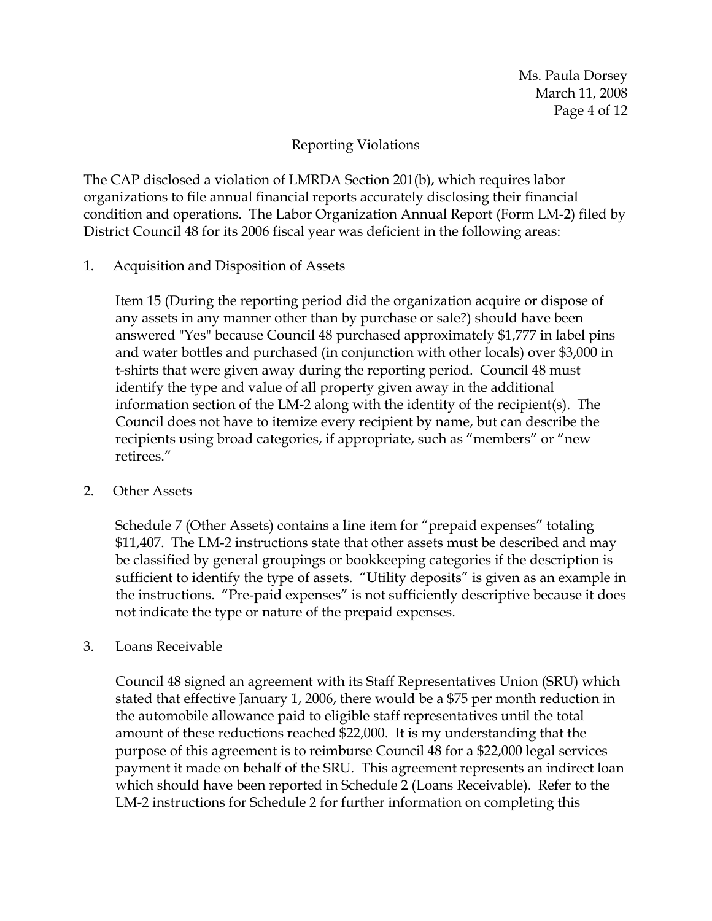## Reporting Violations

The CAP disclosed a violation of LMRDA Section 201(b), which requires labor organizations to file annual financial reports accurately disclosing their financial condition and operations. The Labor Organization Annual Report (Form LM-2) filed by District Council 48 for its 2006 fiscal year was deficient in the following areas:

1. Acquisition and Disposition of Assets

   Item 15 (During the reporting period did the organization acquire or dispose of any assets in any manner other than by purchase or sale?) should have been answered "Yes" because Council 48 purchased approximately $1,777 in label pins and water bottles and purchased (in conjunction with other locals) over $3,000 in t-shirts that were given away during the reporting period. Council 48 must identify the type and value of all property given away in the additional information section of the LM-2 along with the identity of the recipient(s). The Council does not have to itemize every recipient by name, but can describe the recipients using broad categories, if appropriate, such as "members" or "new retirees."

2. Other Assets

   Schedule 7 (Other Assets) contains a line item for "prepaid expenses" totaling $11,407. The LM-2 instructions state that other assets must be described and may be classified by general groupings or bookkeeping categories if the description is sufficient to identify the type of assets. "Utility deposits" is given as an example in the instructions. "Pre-paid expenses" is not sufficiently descriptive because it does not indicate the type or nature of the prepaid expenses.

3. Loans Receivable

   Council 48 signed an agreement with its Staff Representatives Union (SRU) which stated that effective January 1, 2006, there would be a $75 per month reduction in the automobile allowance paid to eligible staff representatives until the total amount of these reductions reached $22,000. It is my understanding that the purpose of this agreement is to reimburse Council 48 for a $22,000 legal services payment it made on behalf of the SRU. This agreement represents an indirect loan which should have been reported in Schedule 2 (Loans Receivable). Refer to the LM-2 instructions for Schedule 2 for further information on completing this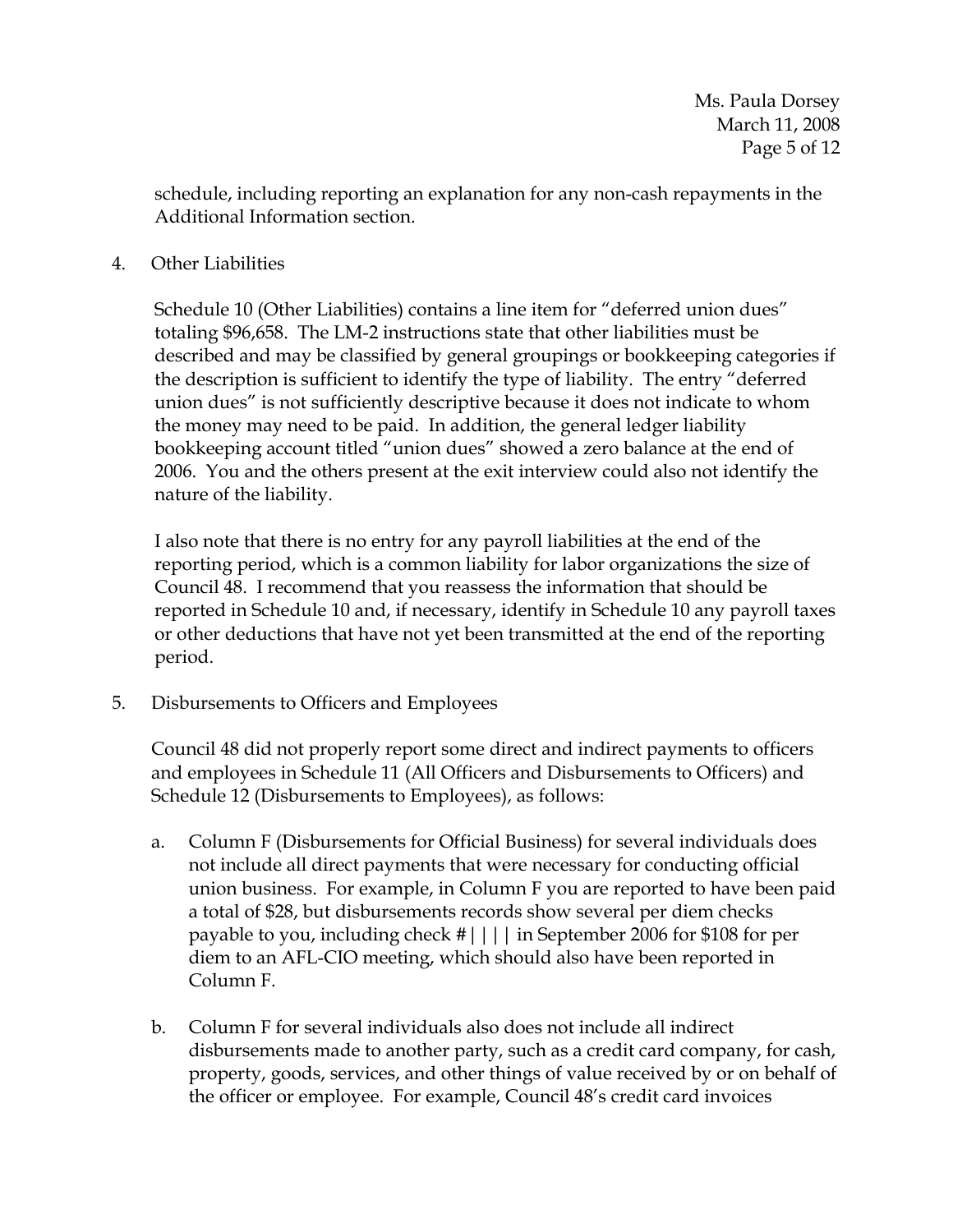schedule, including reporting an explanation for any non-cash repayments in the Additional Information section.

4. Other Liabilities

   Schedule 10 (Other Liabilities) contains a line item for "deferred union dues" totaling $96,658. The LM-2 instructions state that other liabilities must be described and may be classified by general groupings or bookkeeping categories if the description is sufficient to identify the type of liability. The entry "deferred union dues" is not sufficiently descriptive because it does not indicate to whom the money may need to be paid. In addition, the general ledger liability bookkeeping account titled "union dues" showed a zero balance at the end of 2006. You and the others present at the exit interview could also not identify the nature of the liability.

   I also note that there is no entry for any payroll liabilities at the end of the reporting period, which is a common liability for labor organizations the size of Council 48. I recommend that you reassess the information that should be reported in Schedule 10 and, if necessary, identify in Schedule 10 any payroll taxes or other deductions that have not yet been transmitted at the end of the reporting period.

5. Disbursements to Officers and Employees

   Council 48 did not properly report some direct and indirect payments to officers and employees in Schedule 11 (All Officers and Disbursements to Officers) and Schedule 12 (Disbursements to Employees), as follows:

   a. Column F (Disbursements for Official Business) for several individuals does not include all direct payments that were necessary for conducting official union business. For example, in Column F you are reported to have been paid a total of $28, but disbursements records show several per diem checks payable to you, including check #|||| in September 2006 for $108 for per diem to an AFL-CIO meeting, which should also have been reported in Column F.

   b. Column F for several individuals also does not include all indirect disbursements made to another party, such as a credit card company, for cash, property, goods, services, and other things of value received by or on behalf of the officer or employee. For example, Council 48's credit card invoices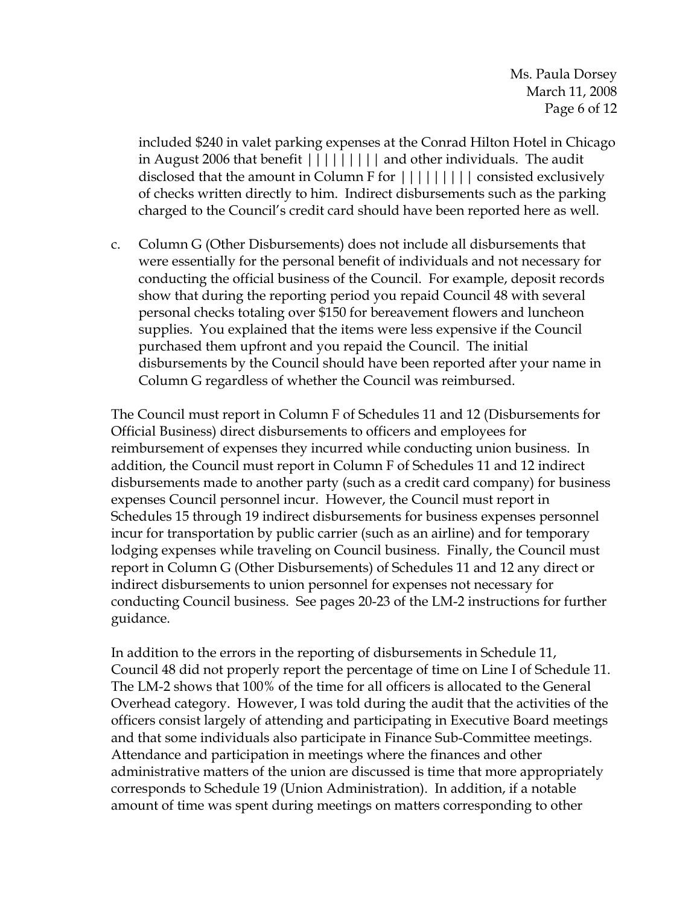included $240 in valet parking expenses at the Conrad Hilton Hotel in Chicago in August 2006 that benefit ||||||||| and other individuals. The audit disclosed that the amount in Column F for ||||||||| consisted exclusively of checks written directly to him. Indirect disbursements such as the parking charged to the Council's credit card should have been reported here as well.

c. Column G (Other Disbursements) does not include all disbursements that were essentially for the personal benefit of individuals and not necessary for conducting the official business of the Council. For example, deposit records show that during the reporting period you repaid Council 48 with several personal checks totaling over $150 for bereavement flowers and luncheon supplies. You explained that the items were less expensive if the Council purchased them upfront and you repaid the Council. The initial disbursements by the Council should have been reported after your name in Column G regardless of whether the Council was reimbursed.

The Council must report in Column F of Schedules 11 and 12 (Disbursements for Official Business) direct disbursements to officers and employees for reimbursement of expenses they incurred while conducting union business. In addition, the Council must report in Column F of Schedules 11 and 12 indirect disbursements made to another party (such as a credit card company) for business expenses Council personnel incur. However, the Council must report in Schedules 15 through 19 indirect disbursements for business expenses personnel incur for transportation by public carrier (such as an airline) and for temporary lodging expenses while traveling on Council business. Finally, the Council must report in Column G (Other Disbursements) of Schedules 11 and 12 any direct or indirect disbursements to union personnel for expenses not necessary for conducting Council business. See pages 20-23 of the LM-2 instructions for further guidance.

In addition to the errors in the reporting of disbursements in Schedule 11, Council 48 did not properly report the percentage of time on Line I of Schedule 11. The LM-2 shows that 100% of the time for all officers is allocated to the General Overhead category. However, I was told during the audit that the activities of the officers consist largely of attending and participating in Executive Board meetings and that some individuals also participate in Finance Sub-Committee meetings. Attendance and participation in meetings where the finances and other administrative matters of the union are discussed is time that more appropriately corresponds to Schedule 19 (Union Administration). In addition, if a notable amount of time was spent during meetings on matters corresponding to other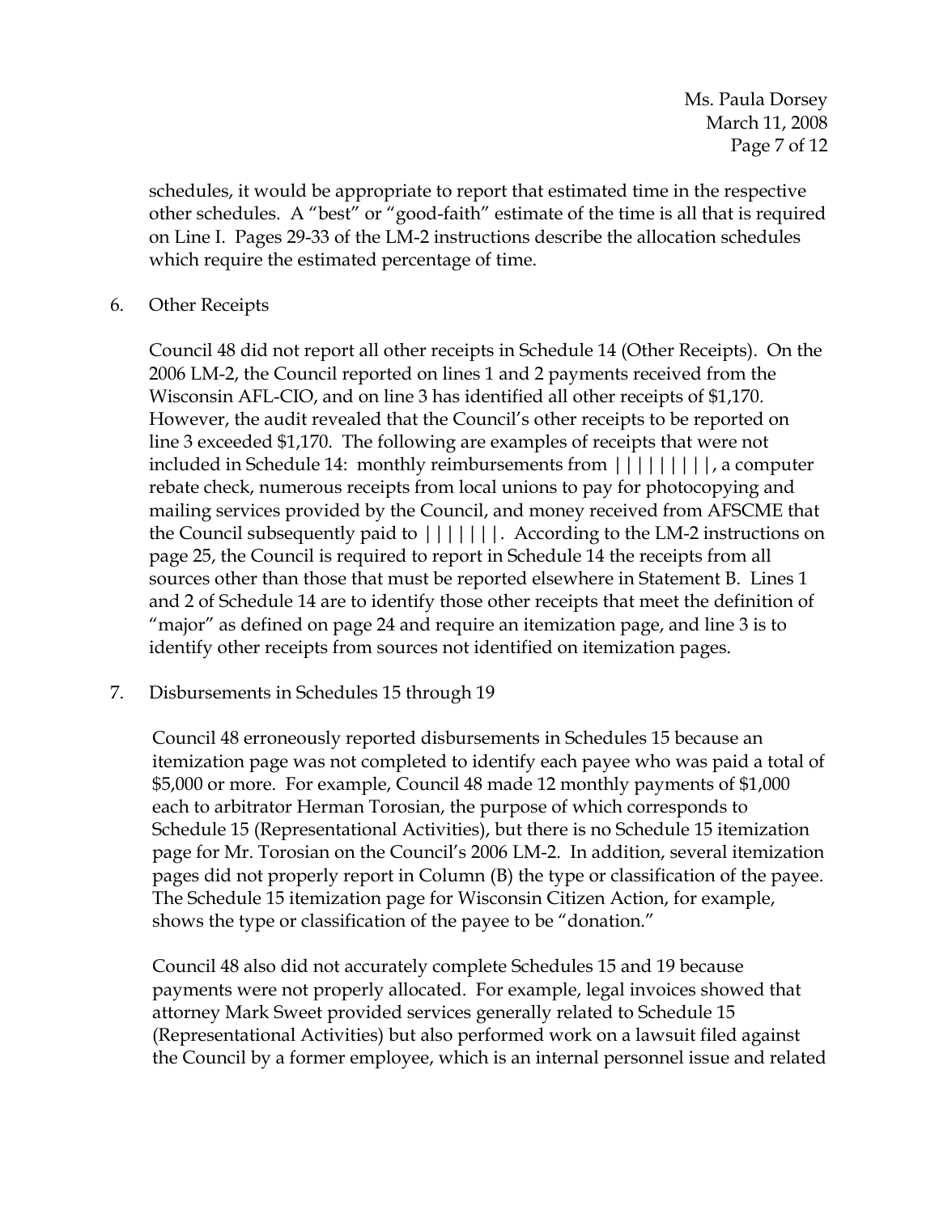schedules, it would be appropriate to report that estimated time in the respective other schedules. A "best" or "good-faith" estimate of the time is all that is required on Line I. Pages 29-33 of the LM-2 instructions describe the allocation schedules which require the estimated percentage of time.

6. Other Receipts

   Council 48 did not report all other receipts in Schedule 14 (Other Receipts). On the 2006 LM-2, the Council reported on lines 1 and 2 payments received from the Wisconsin AFL-CIO, and on line 3 has identified all other receipts of $1,170. However, the audit revealed that the Council's other receipts to be reported on line 3 exceeded $1,170. The following are examples of receipts that were not included in Schedule 14: monthly reimbursements from |||||||||, a computer rebate check, numerous receipts from local unions to pay for photocopying and mailing services provided by the Council, and money received from AFSCME that the Council subsequently paid to |||||||. According to the LM-2 instructions on page 25, the Council is required to report in Schedule 14 the receipts from all sources other than those that must be reported elsewhere in Statement B. Lines 1 and 2 of Schedule 14 are to identify those other receipts that meet the definition of "major" as defined on page 24 and require an itemization page, and line 3 is to identify other receipts from sources not identified on itemization pages.

7. Disbursements in Schedules 15 through 19

   Council 48 erroneously reported disbursements in Schedules 15 because an itemization page was not completed to identify each payee who was paid a total of $5,000 or more. For example, Council 48 made 12 monthly payments of $1,000 each to arbitrator Herman Torosian, the purpose of which corresponds to Schedule 15 (Representational Activities), but there is no Schedule 15 itemization page for Mr. Torosian on the Council's 2006 LM-2. In addition, several itemization pages did not properly report in Column (B) the type or classification of the payee. The Schedule 15 itemization page for Wisconsin Citizen Action, for example, shows the type or classification of the payee to be "donation."

   Council 48 also did not accurately complete Schedules 15 and 19 because payments were not properly allocated. For example, legal invoices showed that attorney Mark Sweet provided services generally related to Schedule 15 (Representational Activities) but also performed work on a lawsuit filed against the Council by a former employee, which is an internal personnel issue and related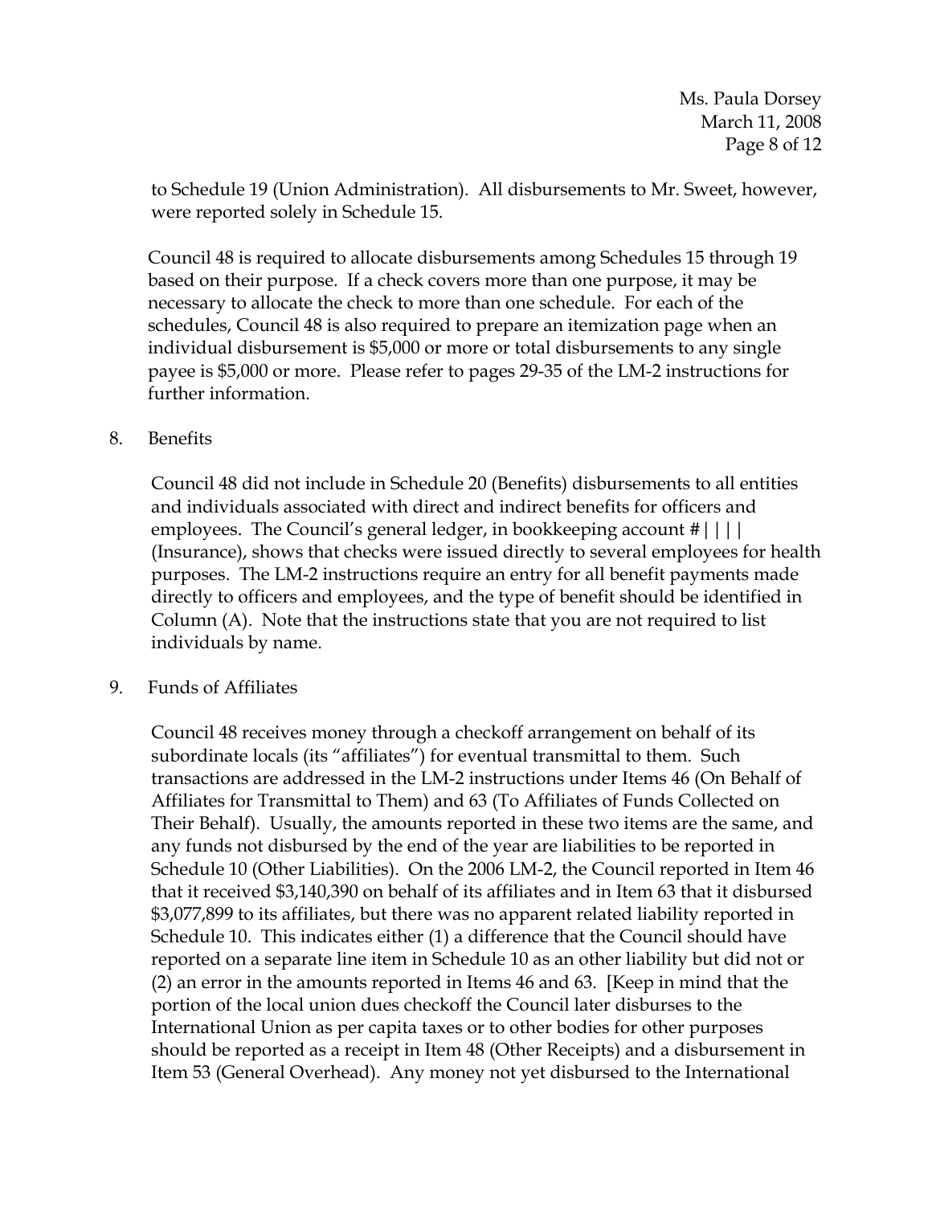to Schedule 19 (Union Administration). All disbursements to Mr. Sweet, however, were reported solely in Schedule 15.

Council 48 is required to allocate disbursements among Schedules 15 through 19 based on their purpose. If a check covers more than one purpose, it may be necessary to allocate the check to more than one schedule. For each of the schedules, Council 48 is also required to prepare an itemization page when an individual disbursement is $5,000 or more or total disbursements to any single payee is $5,000 or more. Please refer to pages 29-35 of the LM-2 instructions for further information.

8. Benefits

   Council 48 did not include in Schedule 20 (Benefits) disbursements to all entities and individuals associated with direct and indirect benefits for officers and employees. The Council's general ledger, in bookkeeping account # | | | | (Insurance), shows that checks were issued directly to several employees for health purposes. The LM-2 instructions require an entry for all benefit payments made directly to officers and employees, and the type of benefit should be identified in Column (A). Note that the instructions state that you are not required to list individuals by name.

9. Funds of Affiliates

   Council 48 receives money through a checkoff arrangement on behalf of its subordinate locals (its "affiliates") for eventual transmittal to them. Such transactions are addressed in the LM-2 instructions under Items 46 (On Behalf of Affiliates for Transmittal to Them) and 63 (To Affiliates of Funds Collected on Their Behalf). Usually, the amounts reported in these two items are the same, and any funds not disbursed by the end of the year are liabilities to be reported in Schedule 10 (Other Liabilities). On the 2006 LM-2, the Council reported in Item 46 that it received $3,140,390 on behalf of its affiliates and in Item 63 that it disbursed $3,077,899 to its affiliates, but there was no apparent related liability reported in Schedule 10. This indicates either (1) a difference that the Council should have reported on a separate line item in Schedule 10 as an other liability but did not or (2) an error in the amounts reported in Items 46 and 63. [Keep in mind that the portion of the local union dues checkoff the Council later disburses to the International Union as per capita taxes or to other bodies for other purposes should be reported as a receipt in Item 48 (Other Receipts) and a disbursement in Item 53 (General Overhead). Any money not yet disbursed to the International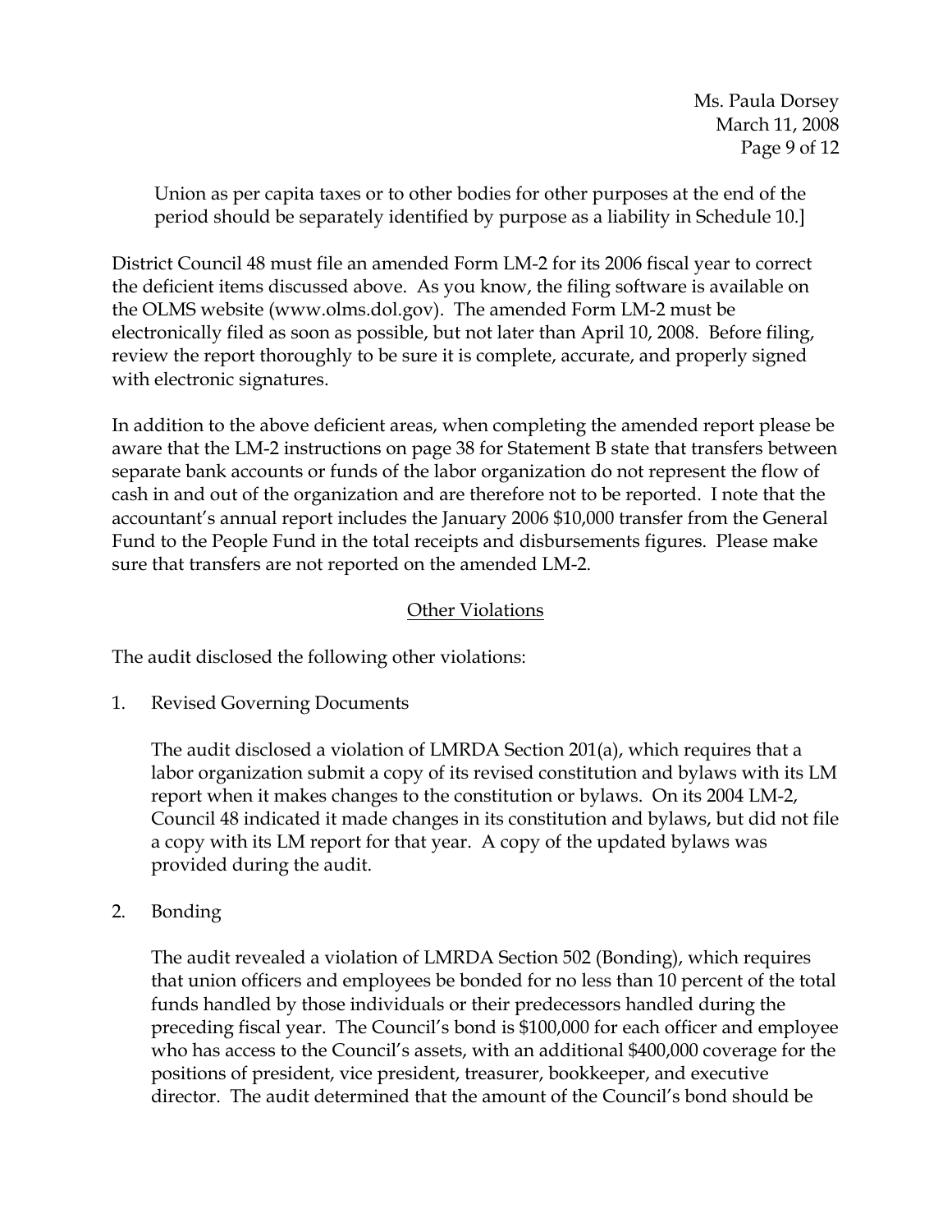Union as per capita taxes or to other bodies for other purposes at the end of the period should be separately identified by purpose as a liability in Schedule 10.]

District Council 48 must file an amended Form LM-2 for its 2006 fiscal year to correct the deficient items discussed above. As you know, the filing software is available on the OLMS website (www.olms.dol.gov). The amended Form LM-2 must be electronically filed as soon as possible, but not later than April 10, 2008. Before filing, review the report thoroughly to be sure it is complete, accurate, and properly signed with electronic signatures.

In addition to the above deficient areas, when completing the amended report please be aware that the LM-2 instructions on page 38 for Statement B state that transfers between separate bank accounts or funds of the labor organization do not represent the flow of cash in and out of the organization and are therefore not to be reported. I note that the accountant's annual report includes the January 2006 $10,000 transfer from the General Fund to the People Fund in the total receipts and disbursements figures. Please make sure that transfers are not reported on the amended LM-2.

## Other Violations

The audit disclosed the following other violations:

1. Revised Governing Documents

   The audit disclosed a violation of LMRDA Section 201(a), which requires that a labor organization submit a copy of its revised constitution and bylaws with its LM report when it makes changes to the constitution or bylaws. On its 2004 LM-2, Council 48 indicated it made changes in its constitution and bylaws, but did not file a copy with its LM report for that year. A copy of the updated bylaws was provided during the audit.

2. Bonding

   The audit revealed a violation of LMRDA Section 502 (Bonding), which requires that union officers and employees be bonded for no less than 10 percent of the total funds handled by those individuals or their predecessors handled during the preceding fiscal year. The Council's bond is $100,000 for each officer and employee who has access to the Council's assets, with an additional $400,000 coverage for the positions of president, vice president, treasurer, bookkeeper, and executive director. The audit determined that the amount of the Council's bond should be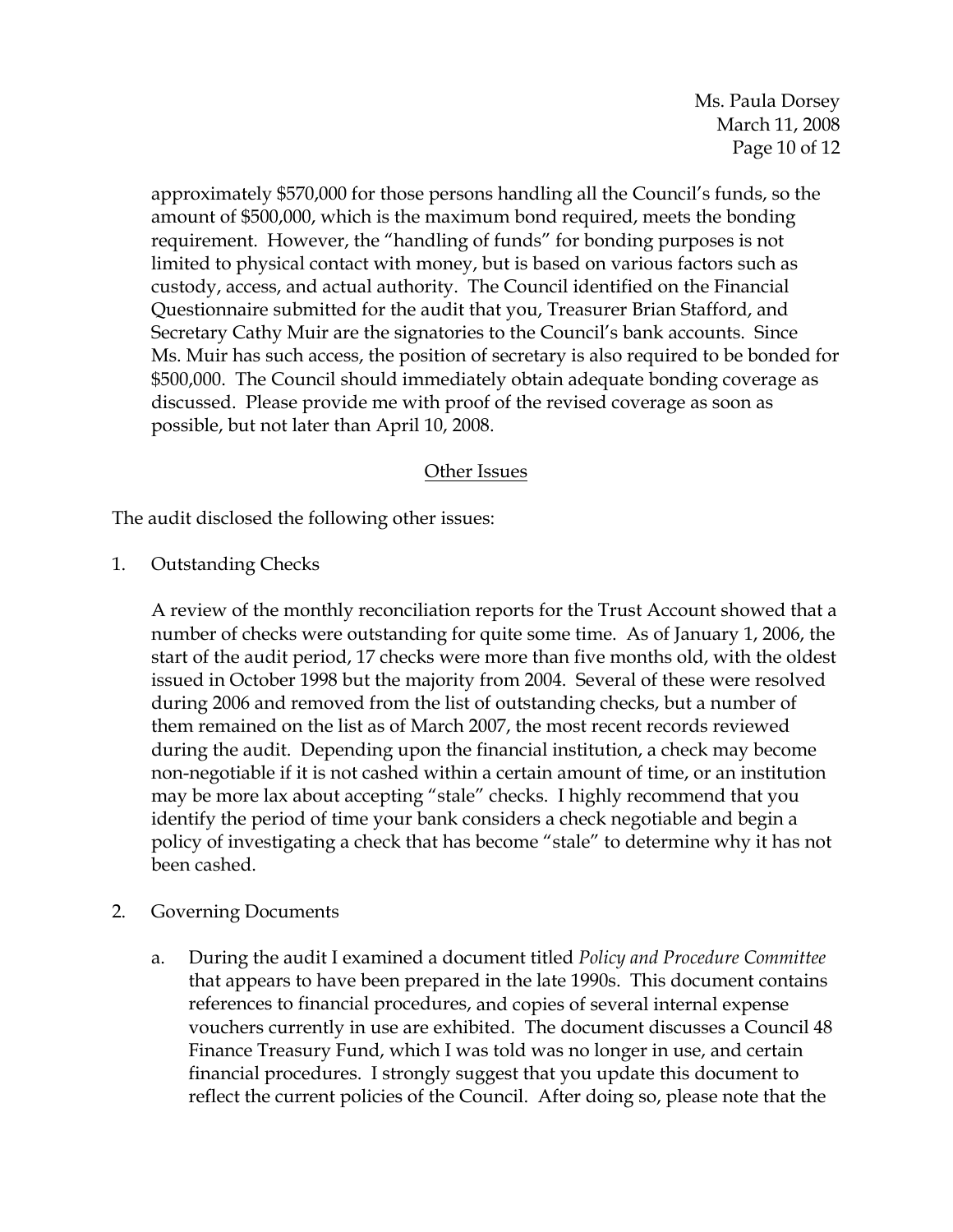approximately \$570,000 for those persons handling all the Council's funds, so the amount of \$500,000, which is the maximum bond required, meets the bonding requirement. However, the "handling of funds" for bonding purposes is not limited to physical contact with money, but is based on various factors such as custody, access, and actual authority. The Council identified on the Financial Questionnaire submitted for the audit that you, Treasurer Brian Stafford, and Secretary Cathy Muir are the signatories to the Council's bank accounts. Since Ms. Muir has such access, the position of secretary is also required to be bonded for \$500,000. The Council should immediately obtain adequate bonding coverage as discussed. Please provide me with proof of the revised coverage as soon as possible, but not later than April 10, 2008.

<u>Other Issues</u>

The audit disclosed the following other issues:

1. Outstanding Checks

   A review of the monthly reconciliation reports for the Trust Account showed that a number of checks were outstanding for quite some time. As of January 1, 2006, the start of the audit period, 17 checks were more than five months old, with the oldest issued in October 1998 but the majority from 2004. Several of these were resolved during 2006 and removed from the list of outstanding checks, but a number of them remained on the list as of March 2007, the most recent records reviewed during the audit. Depending upon the financial institution, a check may become non-negotiable if it is not cashed within a certain amount of time, or an institution may be more lax about accepting "stale" checks. I highly recommend that you identify the period of time your bank considers a check negotiable and begin a policy of investigating a check that has become "stale" to determine why it has not been cashed.

2. Governing Documents

   a. During the audit I examined a document titled *Policy and Procedure Committee* that appears to have been prepared in the late 1990s. This document contains references to financial procedures, and copies of several internal expense vouchers currently in use are exhibited. The document discusses a Council 48 Finance Treasury Fund, which I was told was no longer in use, and certain financial procedures. I strongly suggest that you update this document to reflect the current policies of the Council. After doing so, please note that the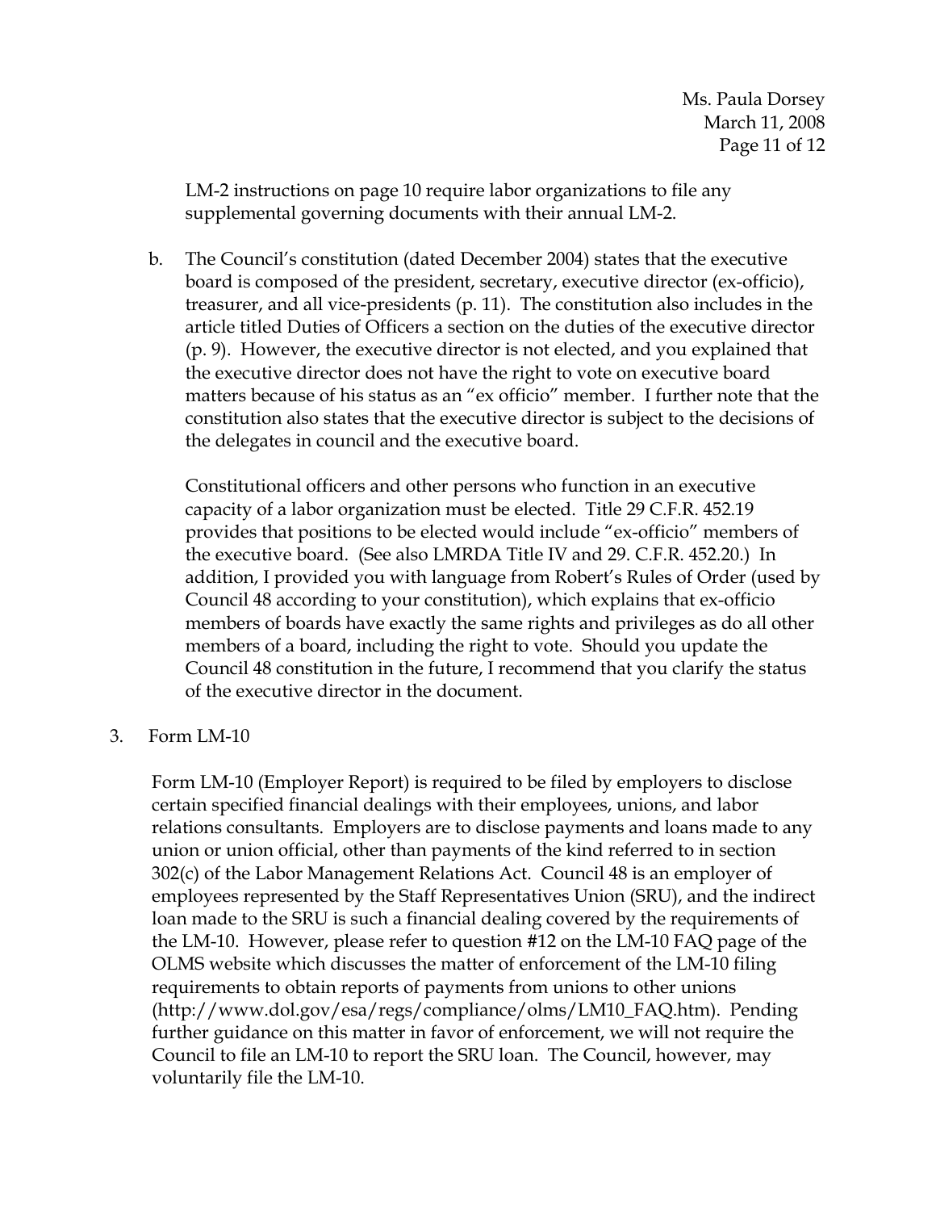LM-2 instructions on page 10 require labor organizations to file any supplemental governing documents with their annual LM-2.

b. The Council's constitution (dated December 2004) states that the executive board is composed of the president, secretary, executive director (ex-officio), treasurer, and all vice-presidents (p. 11). The constitution also includes in the article titled Duties of Officers a section on the duties of the executive director (p. 9). However, the executive director is not elected, and you explained that the executive director does not have the right to vote on executive board matters because of his status as an "ex officio" member. I further note that the constitution also states that the executive director is subject to the decisions of the delegates in council and the executive board.

   Constitutional officers and other persons who function in an executive capacity of a labor organization must be elected. Title 29 C.F.R. 452.19 provides that positions to be elected would include "ex-officio" members of the executive board. (See also LMRDA Title IV and 29. C.F.R. 452.20.) In addition, I provided you with language from Robert's Rules of Order (used by Council 48 according to your constitution), which explains that ex-officio members of boards have exactly the same rights and privileges as do all other members of a board, including the right to vote. Should you update the Council 48 constitution in the future, I recommend that you clarify the status of the executive director in the document.

3. Form LM-10

   Form LM-10 (Employer Report) is required to be filed by employers to disclose certain specified financial dealings with their employees, unions, and labor relations consultants. Employers are to disclose payments and loans made to any union or union official, other than payments of the kind referred to in section 302(c) of the Labor Management Relations Act. Council 48 is an employer of employees represented by the Staff Representatives Union (SRU), and the indirect loan made to the SRU is such a financial dealing covered by the requirements of the LM-10. However, please refer to question #12 on the LM-10 FAQ page of the OLMS website which discusses the matter of enforcement of the LM-10 filing requirements to obtain reports of payments from unions to other unions (http://www.dol.gov/esa/regs/compliance/olms/LM10_FAQ.htm). Pending further guidance on this matter in favor of enforcement, we will not require the Council to file an LM-10 to report the SRU loan. The Council, however, may voluntarily file the LM-10.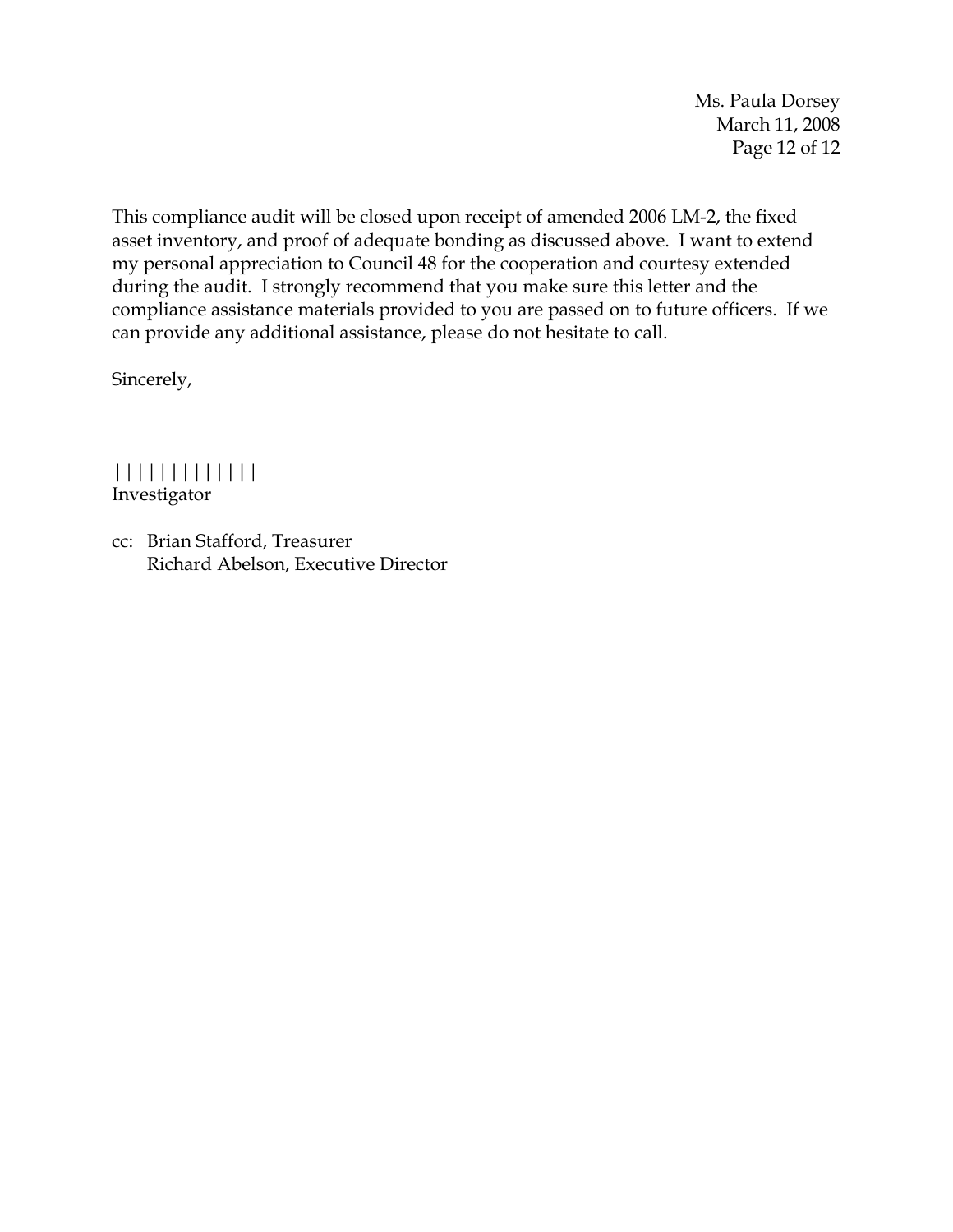This compliance audit will be closed upon receipt of amended 2006 LM-2, the fixed asset inventory, and proof of adequate bonding as discussed above. I want to extend my personal appreciation to Council 48 for the cooperation and courtesy extended during the audit. I strongly recommend that you make sure this letter and the compliance assistance materials provided to you are passed on to future officers. If we can provide any additional assistance, please do not hesitate to call.

Sincerely,

| | | | | | | | | | | | |

Investigator

cc: Brian Stafford, Treasurer
Richard Abelson, Executive Director